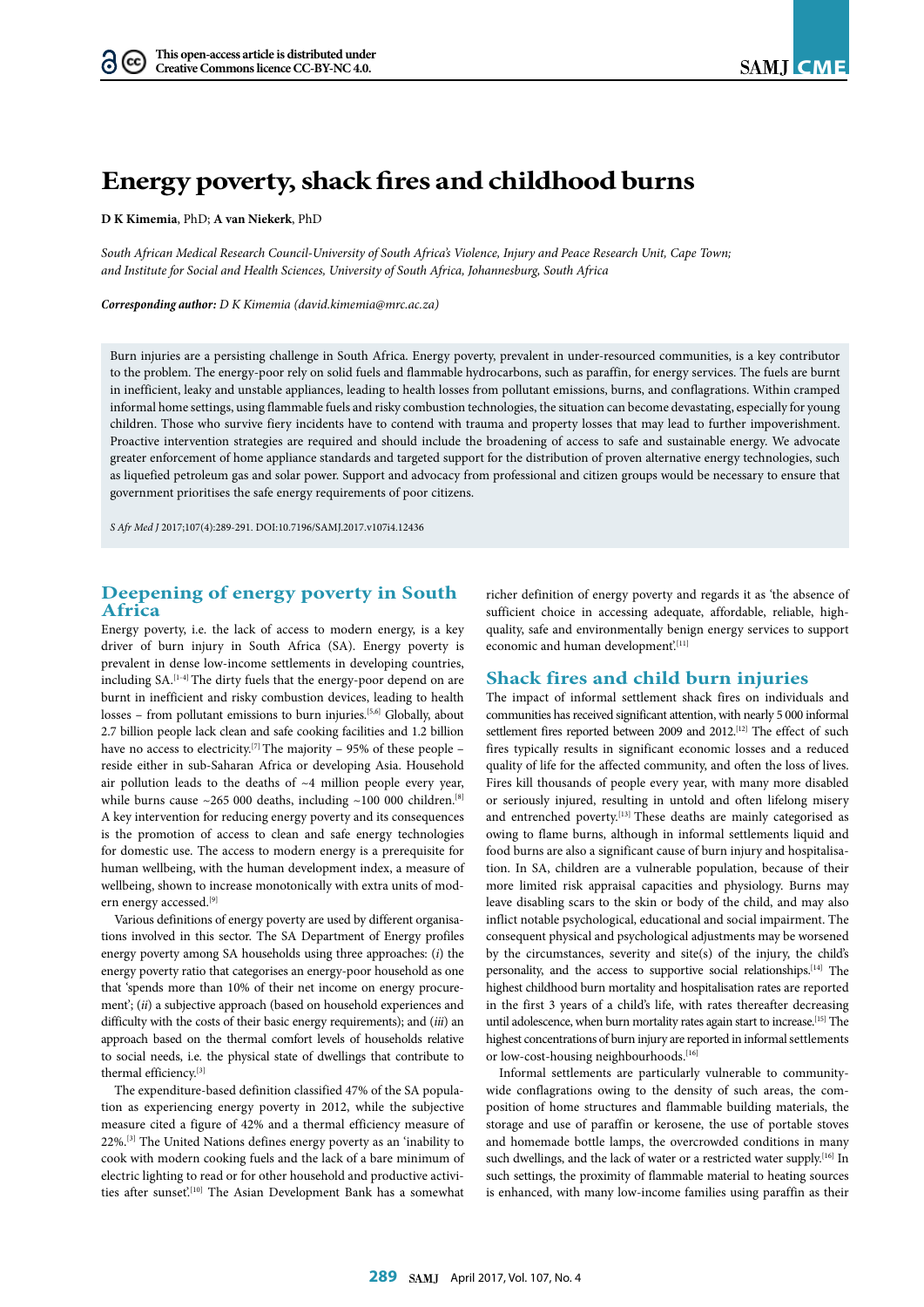# Energy poverty, shack fires and childhood burns

**D K Kimemia**, PhD; **A van Niekerk**, PhD

*South African Medical Research Council-University of South Africa's Violence, Injury and Peace Research Unit, Cape Town; and Institute for Social and Health Sciences, University of South Africa, Johannesburg, South Africa*

***Corresponding author:** D K Kimemia (david.kimemia@mrc.ac.za)*

Burn injuries are a persisting challenge in South Africa. Energy poverty, prevalent in under-resourced communities, is a key contributor to the problem. The energy-poor rely on solid fuels and flammable hydrocarbons, such as paraffin, for energy services. The fuels are burnt in inefficient, leaky and unstable appliances, leading to health losses from pollutant emissions, burns, and conflagrations. Within cramped informal home settings, using flammable fuels and risky combustion technologies, the situation can become devastating, especially for young children. Those who survive fiery incidents have to contend with trauma and property losses that may lead to further impoverishment. Proactive intervention strategies are required and should include the broadening of access to safe and sustainable energy. We advocate greater enforcement of home appliance standards and targeted support for the distribution of proven alternative energy technologies, such as liquefied petroleum gas and solar power. Support and advocacy from professional and citizen groups would be necessary to ensure that government prioritises the safe energy requirements of poor citizens.

*S Afr Med J* 2017;107(4):289-291. DOI:10.7196/SAMJ.2017.v107i4.12436

## Deepening of energy poverty in South Africa

Energy poverty, i.e. the lack of access to modern energy, is a key driver of burn injury in South Africa (SA). Energy poverty is prevalent in dense low-income settlements in developing countries, including SA.[1-4] The dirty fuels that the energy-poor depend on are burnt in inefficient and risky combustion devices, leading to health losses – from pollutant emissions to burn injuries.[5,6] Globally, about 2.7 billion people lack clean and safe cooking facilities and 1.2 billion have no access to electricity.[7] The majority – 95% of these people – reside either in sub-Saharan Africa or developing Asia. Household air pollution leads to the deaths of ~4 million people every year, while burns cause ~265 000 deaths, including ~100 000 children.[8] A key intervention for reducing energy poverty and its consequences is the promotion of access to clean and safe energy technologies for domestic use. The access to modern energy is a prerequisite for human wellbeing, with the human development index, a measure of wellbeing, shown to increase monotonically with extra units of modern energy accessed.[9]

Various definitions of energy poverty are used by different organisations involved in this sector. The SA Department of Energy profiles energy poverty among SA households using three approaches: (*i*) the energy poverty ratio that categorises an energy-poor household as one that 'spends more than 10% of their net income on energy procurement'; (*ii*) a subjective approach (based on household experiences and difficulty with the costs of their basic energy requirements); and (*iii*) an approach based on the thermal comfort levels of households relative to social needs, i.e. the physical state of dwellings that contribute to thermal efficiency.[3]

The expenditure-based definition classified 47% of the SA population as experiencing energy poverty in 2012, while the subjective measure cited a figure of 42% and a thermal efficiency measure of 22%.[3] The United Nations defines energy poverty as an 'inability to cook with modern cooking fuels and the lack of a bare minimum of electric lighting to read or for other household and productive activities after sunset'.[10] The Asian Development Bank has a somewhat richer definition of energy poverty and regards it as 'the absence of sufficient choice in accessing adequate, affordable, reliable, high-quality, safe and environmentally benign energy services to support economic and human development'.[11]

## Shack fires and child burn injuries

The impact of informal settlement shack fires on individuals and communities has received significant attention, with nearly 5 000 informal settlement fires reported between 2009 and 2012.[12] The effect of such fires typically results in significant economic losses and a reduced quality of life for the affected community, and often the loss of lives. Fires kill thousands of people every year, with many more disabled or seriously injured, resulting in untold and often lifelong misery and entrenched poverty.[13] These deaths are mainly categorised as owing to flame burns, although in informal settlements liquid and food burns are also a significant cause of burn injury and hospitalisation. In SA, children are a vulnerable population, because of their more limited risk appraisal capacities and physiology. Burns may leave disabling scars to the skin or body of the child, and may also inflict notable psychological, educational and social impairment. The consequent physical and psychological adjustments may be worsened by the circumstances, severity and site(s) of the injury, the child's personality, and the access to supportive social relationships.[14] The highest childhood burn mortality and hospitalisation rates are reported in the first 3 years of a child's life, with rates thereafter decreasing until adolescence, when burn mortality rates again start to increase.[15] The highest concentrations of burn injury are reported in informal settlements or low-cost-housing neighbourhoods.[16]

Informal settlements are particularly vulnerable to community-wide conflagrations owing to the density of such areas, the composition of home structures and flammable building materials, the storage and use of paraffin or kerosene, the use of portable stoves and homemade bottle lamps, the overcrowded conditions in many such dwellings, and the lack of water or a restricted water supply.[16] In such settings, the proximity of flammable material to heating sources is enhanced, with many low-income families using paraffin as their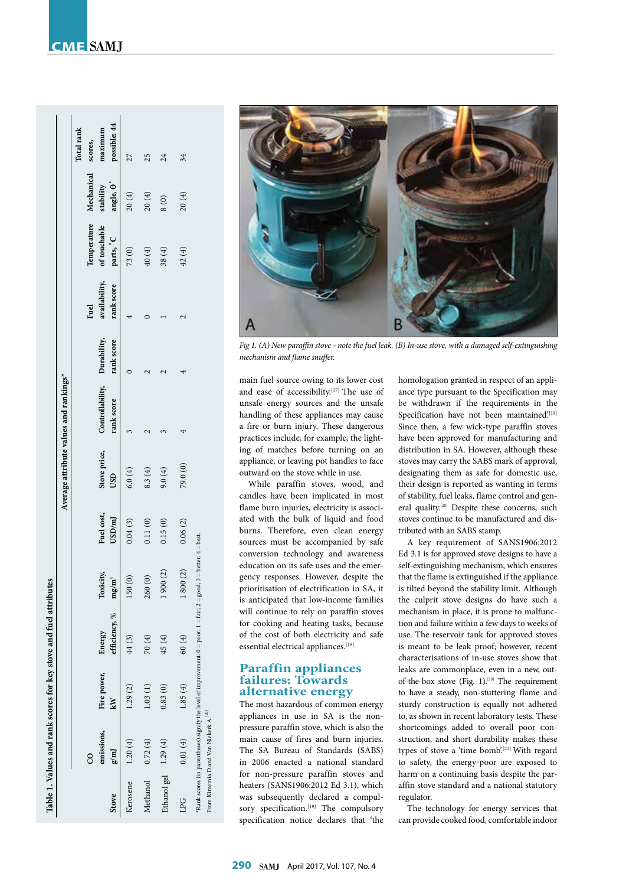**Table 1. Values and rank scores for key stove and fuel attributes**

| | Average attribute values and rankings* | | | | | | | | | | |
|---|---|---|---|---|---|---|---|---|---|---|---|
| Stove | CO emissions, g/MJ | Fire power, kW | Energy efficiency, % | Toxicity, mg/m³ | Fuel cost, USD/MJ | Stove price, USD | Controllability, rank score | Durability, rank score | Fuel availability, rank score | Temperature of touchable parts, °C | Mechanical stability angle, θ° | Total rank scores, maximum possible: 44 |
| Kerosene | 1.20 (4) | 1.29 (2) | 44 (3) | 150 (0) | 0.04 (3) | 6.0 (4) | 3 | 0 | 4 | 73 (0) | 20 (4) | 27 |
| Methanol | 0.72 (4) | 1.03 (1) | 70 (4) | 260 (0) | 0.11 (0) | 8.3 (4) | 2 | 2 | 0 | 40 (4) | 20 (4) | 25 |
| Ethanol gel | 1.29 (4) | 0.83 (0) | 45 (4) | 1 900 (2) | 0.15 (0) | 9.0 (4) | 3 | 2 | 1 | 38 (4) | 8 (0) | 24 |
| LPG | 0.01 (4) | 1.85 (4) | 60 (4) | 1 800 (2) | 0.06 (2) | 79.0 (0) | 4 | 4 | 2 | 42 (4) | 20 (4) | 34 |

*Rank scores (in parentheses) signify the level of improvement: 0 = poor; 1 = fair; 2 = good; 3 = better; 4 = best.
From Kimemia D and Van Niekerk A.[20]

Fig 1. (A) New paraffin stove – note the fuel leak. (B) In-use stove, with a damaged self-extinguishing mechanism and flame snuffer.

main fuel source owing to its lower cost and ease of accessibility.[17] The use of unsafe energy sources and the unsafe handling of these appliances may cause a fire or burn injury. These dangerous practices include, for example, the lighting of matches before turning on an appliance, or leaving pot handles to face outward on the stove while in use.

While paraffin stoves, wood, and candles have been implicated in most flame burn injuries, electricity is associated with the bulk of liquid and food burns. Therefore, even clean energy sources must be accompanied by safe conversion technology and awareness education on its safe uses and the emergency responses. However, despite the prioritisation of electrification in SA, it is anticipated that low-income families will continue to rely on paraffin stoves for cooking and heating tasks, because of the cost of both electricity and safe essential electrical appliances.[18]

## Paraffin appliances failures: Towards alternative energy

The most hazardous of common energy appliances in use in SA is the non-pressure paraffin stove, which is also the main cause of fires and burn injuries. The SA Bureau of Standards (SABS) in 2006 enacted a national standard for non-pressure paraffin stoves and heaters (SANS1906:2012 Ed 3.1), which was subsequently declared a compulsory specification.[19] The compulsory specification notice declares that 'the homologation granted in respect of an appliance type pursuant to the Specification may be withdrawn if the requirements in the Specification have not been maintained'.[19] Since then, a few wick-type paraffin stoves have been approved for manufacturing and distribution in SA. However, although these stoves may carry the SABS mark of approval, designating them as safe for domestic use, their design is reported as wanting in terms of stability, fuel leaks, flame control and general quality.[20] Despite these concerns, such stoves continue to be manufactured and distributed with an SABS stamp.

A key requirement of SANS1906:2012 Ed 3.1 is for approved stove designs to have a self-extinguishing mechanism, which ensures that the flame is extinguished if the appliance is tilted beyond the stability limit. Although the culprit stove designs do have such a mechanism in place, it is prone to malfunction and failure within a few days to weeks of use. The reservoir tank for approved stoves is meant to be leak proof; however, recent characterisations of in-use stoves show that leaks are commonplace, even in a new, out-of-the-box stove (Fig. 1).[20] The requirement to have a steady, non-stuttering flame and sturdy construction is equally not adhered to, as shown in recent laboratory tests. These shortcomings added to overall poor construction, and short durability makes these types of stove a 'time bomb'.[21] With regard to safety, the energy-poor are exposed to harm on a continuing basis despite the paraffin stove standard and a national statutory regulator.

The technology for energy services that can provide cooked food, comfortable indoor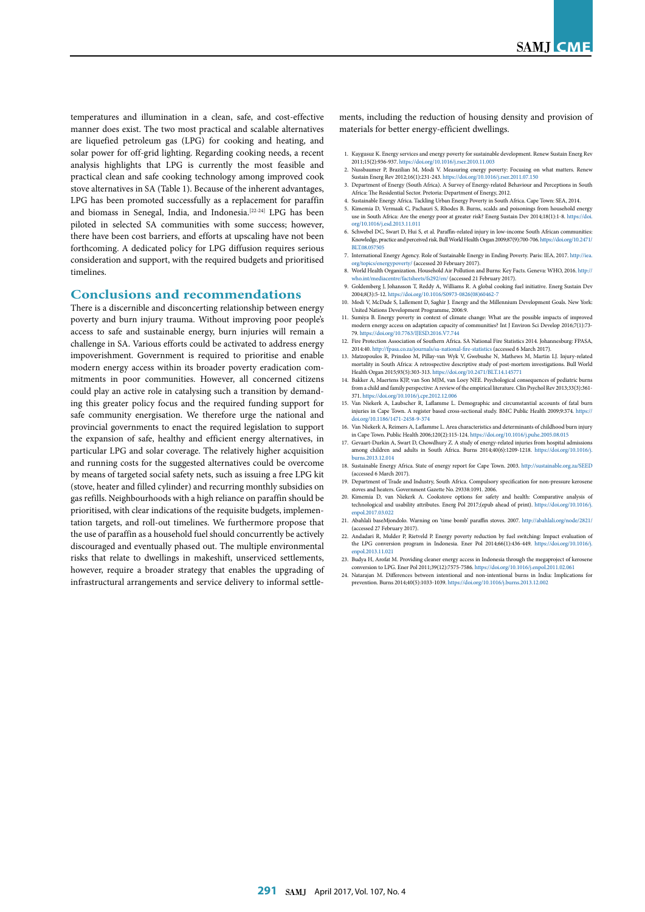temperatures and illumination in a clean, safe, and cost-effective manner does exist. The two most practical and scalable alternatives are liquefied petroleum gas (LPG) for cooking and heating, and solar power for off-grid lighting. Regarding cooking needs, a recent analysis highlights that LPG is currently the most feasible and practical clean and safe cooking technology among improved cook stove alternatives in SA (Table 1). Because of the inherent advantages, LPG has been promoted successfully as a replacement for paraffin and biomass in Senegal, India, and Indonesia.[22-24] LPG has been piloted in selected SA communities with some success; however, there have been cost barriers, and efforts at upscaling have not been forthcoming. A dedicated policy for LPG diffusion requires serious consideration and support, with the required budgets and prioritised timelines.

## Conclusions and recommendations

There is a discernible and disconcerting relationship between energy poverty and burn injury trauma. Without improving poor people's access to safe and sustainable energy, burn injuries will remain a challenge in SA. Various efforts could be activated to address energy impoverishment. Government is required to prioritise and enable modern energy access within its broader poverty eradication commitments in poor communities. However, all concerned citizens could play an active role in catalysing such a transition by demanding this greater policy focus and the required funding support for safe community energisation. We therefore urge the national and provincial governments to enact the required legislation to support the expansion of safe, healthy and efficient energy alternatives, in particular LPG and solar coverage. The relatively higher acquisition and running costs for the suggested alternatives could be overcome by means of targeted social safety nets, such as issuing a free LPG kit (stove, heater and filled cylinder) and recurring monthly subsidies on gas refills. Neighbourhoods with a high reliance on paraffin should be prioritised, with clear indications of the requisite budgets, implementation targets, and roll-out timelines. We furthermore propose that the use of paraffin as a household fuel should concurrently be actively discouraged and eventually phased out. The multiple environmental risks that relate to dwellings in makeshift, unserviced settlements, however, require a broader strategy that enables the upgrading of infrastructural arrangements and service delivery to informal settlements, including the reduction of housing density and provision of materials for better energy-efficient dwellings.

1. Kaygusuz K. Energy services and energy poverty for sustainable development. Renew Sustain Energ Rev 2011;15(2):936-937. https://doi.org/10.1016/j.rser.2010.11.003
2. Nussbaumer P, Brazilian M, Modi V. Measuring energy poverty: Focusing on what matters. Renew Sustain Energ Rev 2012;16(1):231-243. https://doi.org/10.1016/j.rser.2011.07.150
3. Department of Energy (South Africa). A Survey of Energy-related Behaviour and Perceptions in South Africa: The Residential Sector. Pretoria: Department of Energy, 2012.
4. Sustainable Energy Africa. Tackling Urban Energy Poverty in South Africa. Cape Town: SEA, 2014.
5. Kimemia D, Vermaak C, Pachauri S, Rhodes B. Burns, scalds and poisonings from household energy use in South Africa: Are the energy poor at greater risk? Energ Sustain Dev 2014;18(1):1-8. https://doi.org/10.1016/j.esd.2013.11.011
6. Schwebel DC, Swart D, Hui S, et al. Paraffin-related injury in low-income South African communities: Knowledge, practice and perceived risk. Bull World Health Organ 2009;87(9):700-706. https://doi.org/10.2471/BLT.08.057505
7. International Energy Agency. Role of Sustainable Energy in Ending Poverty. Paris: IEA, 2017. http://iea.org/topics/energypoverty/ (accessed 20 February 2017).
8. World Health Organization. Household Air Pollution and Burns: Key Facts. Geneva: WHO, 2016. http://who.int/mediacentre/factsheets/fs292/en/ (accessed 21 February 2017).
9. Goldemberg J, Johansson T, Reddy A, Williams R. A global cooking fuel initiative. Energ Sustain Dev 2004;8(3):5-12. https://doi.org/10.1016/S0973-0826(08)60462-7
10. Modi V, McDade S, Lallement D, Saghir J. Energy and the Millennium Development Goals. New York: United Nations Development Programme, 2006:9.
11. Sumiya B. Energy poverty in context of climate change: What are the possible impacts of improved modern energy access on adaptation capacity of communities? Int J Environ Sci Develop 2016;7(1):73-79. https://doi.org/10.7763/IJESD.2016.V7.744
12. Fire Protection Association of Southern Africa. SA National Fire Statistics 2014. Johannesburg: FPASA, 2014:40. http://fpasa.co.za/journals/sa-national-fire-statistics (accessed 6 March 2017).
13. Matzopoulos R, Prinsloo M, Pillay-van Wyk V, Gwebushe N, Mathews M, Martin LJ. Injury-related mortality in South Africa: A retrospective descriptive study of post-mortem investigations. Bull World Health Organ 2015;93(5):303-313. https://doi.org/10.2471/BLT.14.145771
14. Bakker A, Maertens KJP, van Son MJM, van Loey NEE. Psychological consequences of pediatric burns from a child and family perspective: A review of the empirical literature. Clin Psychol Rev 2013;33(3):361-371. https://doi.org/10.1016/j.cpr.2012.12.006
15. Van Niekerk A, Laubscher R, Laflamme L. Demographic and circumstantial accounts of fatal burn injuries in Cape Town. A register based cross-sectional study. BMC Public Health 2009;9:374. https://doi.org/10.1186/1471-2458-9-374
16. Van Niekerk A, Reimers A, Laflamme L. Area characteristics and determinants of childhood burn injury in Cape Town. Public Health 2006;120(2):115-124. https://doi.org/10.1016/j.puhe.2005.08.015
17. Gevaart-Durkin A, Swart D, Chowdhury Z. A study of energy-related injuries from hospital admissions among children and adults in South Africa. Burns 2014;40(6):1209-1218. https://doi.org/10.1016/j.burns.2013.12.014
18. Sustainable Energy Africa. State of energy report for Cape Town. 2003. http://sustainable.org.za/SEED (accessed 6 March 2017).
19. Department of Trade and Industry, South Africa. Compulsory specification for non-pressure kerosene stoves and heaters. Government Gazette No. 29338:1091. 2006.
20. Kimemia D, van Niekerk A. Cookstove options for safety and health: Comparative analysis of technological and usability attributes. Energ Pol 2017;(epub ahead of print). https://doi.org/10.1016/j.enpol.2017.03.022
21. Abahlali baseMjondolo. Warning on 'time bomb' paraffin stoves. 2007. http://abahlali.org/node/2821/ (accessed 27 February 2017).
22. Andadari R, Mulder P, Rietveld P. Energy poverty reduction by fuel switching: Impact evaluation of the LPG conversion program in Indonesia. Ener Pol 2014;66(1):436-449. https://doi.org/10.1016/j.enpol.2013.11.021
23. Budya H, Arofat M. Providing cleaner energy access in Indonesia through the megaproject of kerosene conversion to LPG. Ener Pol 2011;39(12):7575-7586. https://doi.org/10.1016/j.enpol.2011.02.061
24. Natarajan M. Differences between intentional and non-intentional burns in India: Implications for prevention. Burns 2014;40(5):1033-1039. https://doi.org/10.1016/j.burns.2013.12.002